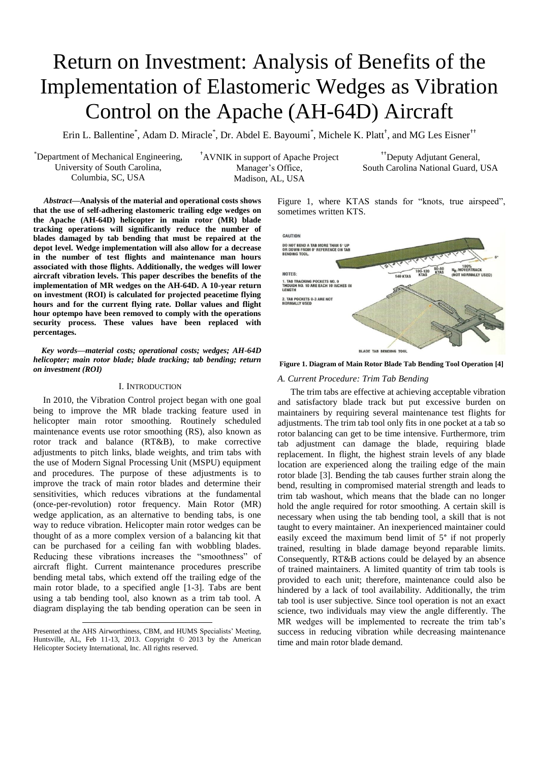# Return on Investment: Analysis of Benefits of the Implementation of Elastomeric Wedges as Vibration Control on the Apache (AH-64D) Aircraft

Erin L. Ballentine*, Adam D. Miracle*, Dr. Abdel E. Bayoumi*, Michele K. Platt†, and MG Les Eisner††

*Department of Mechanical Engineering, University of South Carolina, Columbia, SC, USA

†AVNIK in support of Apache Project Manager's Office, Madison, AL, USA

††Deputy Adjutant General, South Carolina National Guard, USA

***Abstract*—Analysis of the material and operational costs shows that the use of self-adhering elastomeric trailing edge wedges on the Apache (AH-64D) helicopter in main rotor (MR) blade tracking operations will significantly reduce the number of blades damaged by tab bending that must be repaired at the depot level. Wedge implementation will also allow for a decrease in the number of test flights and maintenance man hours associated with those flights. Additionally, the wedges will lower aircraft vibration levels. This paper describes the benefits of the implementation of MR wedges on the AH-64D. A 10-year return on investment (ROI) is calculated for projected peacetime flying hours and for the current flying rate. Dollar values and flight hour optempo have been removed to comply with the operations security process. These values have been replaced with percentages.**

***Key words*—material costs; operational costs; wedges; AH-64D helicopter; main rotor blade; blade tracking; tab bending; return on investment (ROI)**

## I. Introduction

In 2010, the Vibration Control project began with one goal being to improve the MR blade tracking feature used in helicopter main rotor smoothing. Routinely scheduled maintenance events use rotor smoothing (RS), also known as rotor track and balance (RT&B), to make corrective adjustments to pitch links, blade weights, and trim tabs with the use of Modern Signal Processing Unit (MSPU) equipment and procedures. The purpose of these adjustments is to improve the track of main rotor blades and determine their sensitivities, which reduces vibrations at the fundamental (once-per-revolution) rotor frequency. Main Rotor (MR) wedge application, as an alternative to bending tabs, is one way to reduce vibration. Helicopter main rotor wedges can be thought of as a more complex version of a balancing kit that can be purchased for a ceiling fan with wobbling blades. Reducing these vibrations increases the "smoothness" of aircraft flight. Current maintenance procedures prescribe bending metal tabs, which extend off the trailing edge of the main rotor blade, to a specified angle [1-3]. Tabs are bent using a tab bending tool, also known as a trim tab tool. A diagram displaying the tab bending operation can be seen in Figure 1, where KTAS stands for "knots, true airspeed", sometimes written KTS.

**Figure 1. Diagram of Main Rotor Blade Tab Bending Tool Operation [4]**

### *A. Current Procedure: Trim Tab Bending*

The trim tabs are effective at achieving acceptable vibration and satisfactory blade track but put excessive burden on maintainers by requiring several maintenance test flights for adjustments. The trim tab tool only fits in one pocket at a tab so rotor balancing can get to be time intensive. Furthermore, trim tab adjustment can damage the blade, requiring blade replacement. In flight, the highest strain levels of any blade location are experienced along the trailing edge of the main rotor blade [3]. Bending the tab causes further strain along the bend, resulting in compromised material strength and leads to trim tab washout, which means that the blade can no longer hold the angle required for rotor smoothing. A certain skill is necessary when using the tab bending tool, a skill that is not taught to every maintainer. An inexperienced maintainer could easily exceed the maximum bend limit of 5° if not properly trained, resulting in blade damage beyond reparable limits. Consequently, RT&B actions could be delayed by an absence of trained maintainers. A limited quantity of trim tab tools is provided to each unit; therefore, maintenance could also be hindered by a lack of tool availability. Additionally, the trim tab tool is user subjective. Since tool operation is not an exact science, two individuals may view the angle differently. The MR wedges will be implemented to recreate the trim tab's success in reducing vibration while decreasing maintenance time and main rotor blade demand.

Presented at the AHS Airworthiness, CBM, and HUMS Specialists' Meeting, Huntsville, AL, Feb 11-13, 2013. Copyright © 2013 by the American Helicopter Society International, Inc. All rights reserved.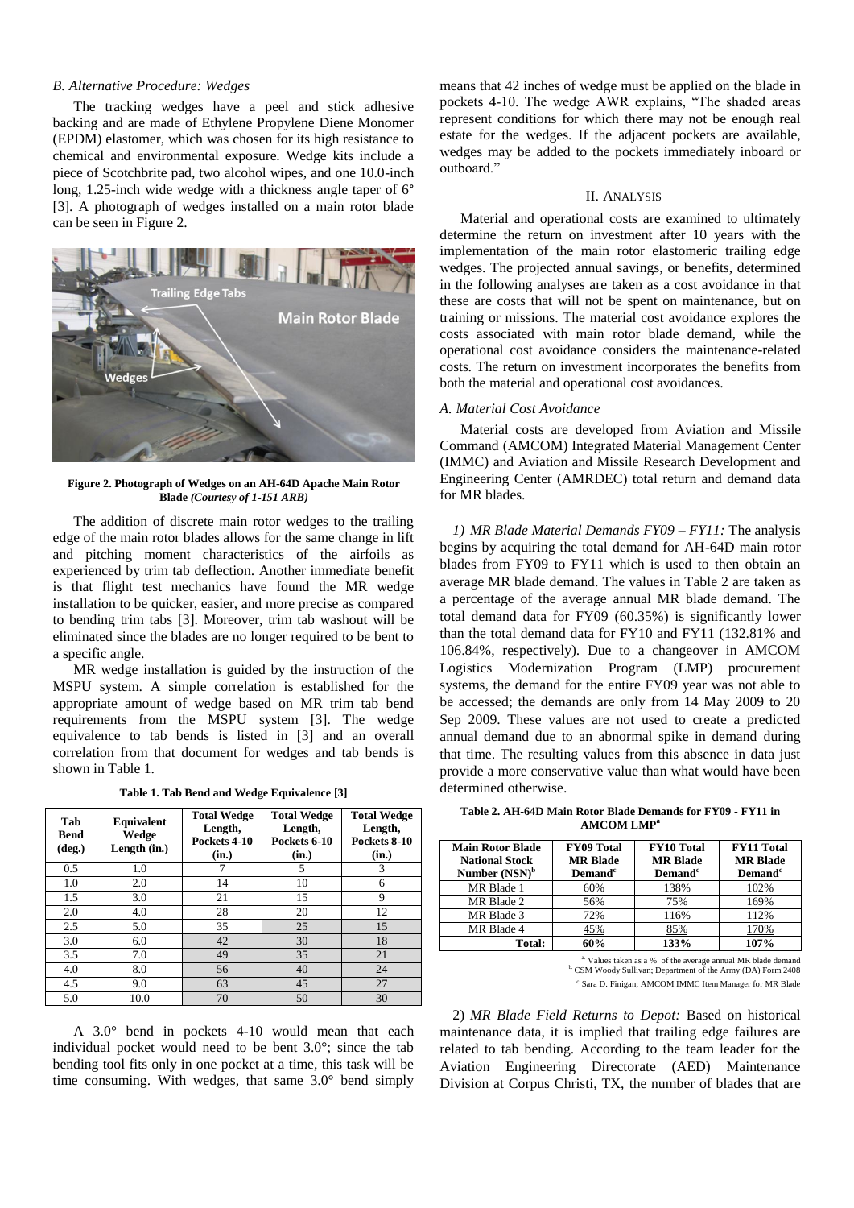### *B. Alternative Procedure: Wedges*

The tracking wedges have a peel and stick adhesive backing and are made of Ethylene Propylene Diene Monomer (EPDM) elastomer, which was chosen for its high resistance to chemical and environmental exposure. Wedge kits include a piece of Scotchbrite pad, two alcohol wipes, and one 10.0-inch long, 1.25-inch wide wedge with a thickness angle taper of 6° [3]. A photograph of wedges installed on a main rotor blade can be seen in Figure 2.

**Figure 2. Photograph of Wedges on an AH-64D Apache Main Rotor Blade** ***(Courtesy of 1-151 ARB)***

The addition of discrete main rotor wedges to the trailing edge of the main rotor blades allows for the same change in lift and pitching moment characteristics of the airfoils as experienced by trim tab deflection. Another immediate benefit is that flight test mechanics have found the MR wedge installation to be quicker, easier, and more precise as compared to bending trim tabs [3]. Moreover, trim tab washout will be eliminated since the blades are no longer required to be bent to a specific angle.

MR wedge installation is guided by the instruction of the MSPU system. A simple correlation is established for the appropriate amount of wedge based on MR trim tab bend requirements from the MSPU system [3]. The wedge equivalence to tab bends is listed in [3] and an overall correlation from that document for wedges and tab bends is shown in Table 1.

**Table 1. Tab Bend and Wedge Equivalence [3]**

| Tab Bend (deg.) | Equivalent Wedge Length (in.) | Total Wedge Length, Pockets 4-10 (in.) | Total Wedge Length, Pockets 6-10 (in.) | Total Wedge Length, Pockets 8-10 (in.) |
|---|---|---|---|---|
| 0.5 | 1.0 | 7 | 5 | 3 |
| 1.0 | 2.0 | 14 | 10 | 6 |
| 1.5 | 3.0 | 21 | 15 | 9 |
| 2.0 | 4.0 | 28 | 20 | 12 |
| 2.5 | 5.0 | 35 | 25 | 15 |
| 3.0 | 6.0 | 42 | 30 | 18 |
| 3.5 | 7.0 | 49 | 35 | 21 |
| 4.0 | 8.0 | 56 | 40 | 24 |
| 4.5 | 9.0 | 63 | 45 | 27 |
| 5.0 | 10.0 | 70 | 50 | 30 |

A 3.0° bend in pockets 4-10 would mean that each individual pocket would need to be bent 3.0°; since the tab bending tool fits only in one pocket at a time, this task will be time consuming. With wedges, that same 3.0° bend simply means that 42 inches of wedge must be applied on the blade in pockets 4-10. The wedge AWR explains, "The shaded areas represent conditions for which there may not be enough real estate for the wedges. If the adjacent pockets are available, wedges may be added to the pockets immediately inboard or outboard."

## II. Analysis

Material and operational costs are examined to ultimately determine the return on investment after 10 years with the implementation of the main rotor elastomeric trailing edge wedges. The projected annual savings, or benefits, determined in the following analyses are taken as a cost avoidance in that these are costs that will not be spent on maintenance, but on training or missions. The material cost avoidance explores the costs associated with main rotor blade demand, while the operational cost avoidance considers the maintenance-related costs. The return on investment incorporates the benefits from both the material and operational cost avoidances.

### *A. Material Cost Avoidance*

Material costs are developed from Aviation and Missile Command (AMCOM) Integrated Material Management Center (IMMC) and Aviation and Missile Research Development and Engineering Center (AMRDEC) total return and demand data for MR blades.

*1) MR Blade Material Demands FY09 – FY11:* The analysis begins by acquiring the total demand for AH-64D main rotor blades from FY09 to FY11 which is used to then obtain an average MR blade demand. The values in Table 2 are taken as a percentage of the average annual MR blade demand. The total demand data for FY09 (60.35%) is significantly lower than the total demand data for FY10 and FY11 (132.81% and 106.84%, respectively). Due to a changeover in AMCOM Logistics Modernization Program (LMP) procurement systems, the demand for the entire FY09 year was not able to be accessed; the demands are only from 14 May 2009 to 20 Sep 2009. These values are not used to create a predicted annual demand due to an abnormal spike in demand during that time. The resulting values from this absence in data just provide a more conservative value than what would have been determined otherwise.

**Table 2. AH-64D Main Rotor Blade Demands for FY09 - FY11 in AMCOM LMP[a]**

| Main Rotor Blade National Stock Number (NSN)[b] | FY09 Total MR Blade Demand[c] | FY10 Total MR Blade Demand[c] | FY11 Total MR Blade Demand[c] |
|---|---|---|---|
| MR Blade 1 | 60% | 138% | 102% |
| MR Blade 2 | 56% | 75% | 169% |
| MR Blade 3 | 72% | 116% | 112% |
| MR Blade 4 | 45% | 85% | 170% |
| **Total:** | **60%** | **133%** | **107%** |

[a] Values taken as a % of the average annual MR blade demand
[b] CSM Woody Sullivan; Department of the Army (DA) Form 2408
[c] Sara D. Finigan; AMCOM IMMC Item Manager for MR Blade

2) *MR Blade Field Returns to Depot:* Based on historical maintenance data, it is implied that trailing edge failures are related to tab bending. According to the team leader for the Aviation Engineering Directorate (AED) Maintenance Division at Corpus Christi, TX, the number of blades that are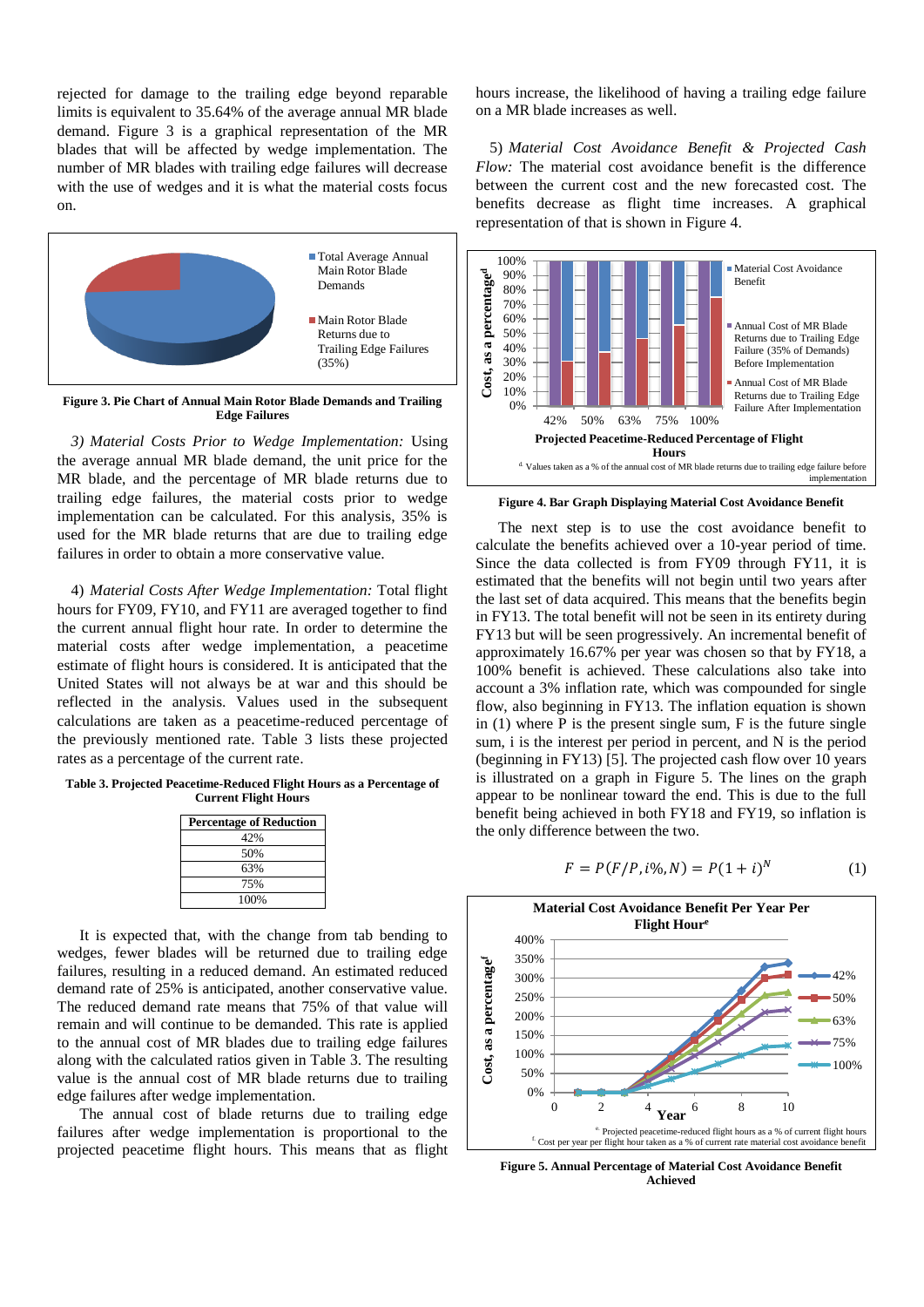rejected for damage to the trailing edge beyond reparable limits is equivalent to 35.64% of the average annual MR blade demand. Figure 3 is a graphical representation of the MR blades that will be affected by wedge implementation. The number of MR blades with trailing edge failures will decrease with the use of wedges and it is what the material costs focus on.

**Figure 3. Pie Chart of Annual Main Rotor Blade Demands and Trailing Edge Failures**

3) *Material Costs Prior to Wedge Implementation:* Using the average annual MR blade demand, the unit price for the MR blade, and the percentage of MR blade returns due to trailing edge failures, the material costs prior to wedge implementation can be calculated. For this analysis, 35% is used for the MR blade returns that are due to trailing edge failures in order to obtain a more conservative value.

4) *Material Costs After Wedge Implementation:* Total flight hours for FY09, FY10, and FY11 are averaged together to find the current annual flight hour rate. In order to determine the material costs after wedge implementation, a peacetime estimate of flight hours is considered. It is anticipated that the United States will not always be at war and this should be reflected in the analysis. Values used in the subsequent calculations are taken as a peacetime-reduced percentage of the previously mentioned rate. Table 3 lists these projected rates as a percentage of the current rate.

**Table 3. Projected Peacetime-Reduced Flight Hours as a Percentage of Current Flight Hours**

| Percentage of Reduction |
|---|
| 42% |
| 50% |
| 63% |
| 75% |
| 100% |

It is expected that, with the change from tab bending to wedges, fewer blades will be returned due to trailing edge failures, resulting in a reduced demand. An estimated reduced demand rate of 25% is anticipated, another conservative value. The reduced demand rate means that 75% of that value will remain and will continue to be demanded. This rate is applied to the annual cost of MR blades due to trailing edge failures along with the calculated ratios given in Table 3. The resulting value is the annual cost of MR blade returns due to trailing edge failures after wedge implementation.

The annual cost of blade returns due to trailing edge failures after wedge implementation is proportional to the projected peacetime flight hours. This means that as flight hours increase, the likelihood of having a trailing edge failure on a MR blade increases as well.

5) *Material Cost Avoidance Benefit & Projected Cash Flow:* The material cost avoidance benefit is the difference between the current cost and the new forecasted cost. The benefits decrease as flight time increases. A graphical representation of that is shown in Figure 4.

**Figure 4. Bar Graph Displaying Material Cost Avoidance Benefit**

The next step is to use the cost avoidance benefit to calculate the benefits achieved over a 10-year period of time. Since the data collected is from FY09 through FY11, it is estimated that the benefits will not begin until two years after the last set of data acquired. This means that the benefits begin in FY13. The total benefit will not be seen in its entirety during FY13 but will be seen progressively. An incremental benefit of approximately 16.67% per year was chosen so that by FY18, a 100% benefit is achieved. These calculations also take into account a 3% inflation rate, which was compounded for single flow, also beginning in FY13. The inflation equation is shown in (1) where P is the present single sum, F is the future single sum, i is the interest per period in percent, and N is the period (beginning in FY13) [5]. The projected cash flow over 10 years is illustrated on a graph in Figure 5. The lines on the graph appear to be nonlinear toward the end. This is due to the full benefit being achieved in both FY18 and FY19, so inflation is the only difference between the two.

$$F = P(F/P, i\%, N) = P(1+i)^N \tag{1}$$

**Figure 5. Annual Percentage of Material Cost Avoidance Benefit Achieved**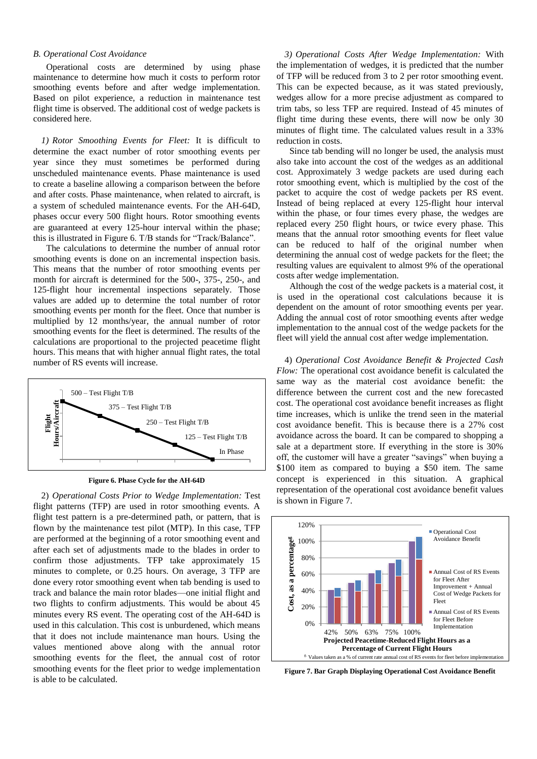### B. Operational Cost Avoidance

Operational costs are determined by using phase maintenance to determine how much it costs to perform rotor smoothing events before and after wedge implementation. Based on pilot experience, a reduction in maintenance test flight time is observed. The additional cost of wedge packets is considered here.

*1) Rotor Smoothing Events for Fleet:* It is difficult to determine the exact number of rotor smoothing events per year since they must sometimes be performed during unscheduled maintenance events. Phase maintenance is used to create a baseline allowing a comparison between the before and after costs. Phase maintenance, when related to aircraft, is a system of scheduled maintenance events. For the AH-64D, phases occur every 500 flight hours. Rotor smoothing events are guaranteed at every 125-hour interval within the phase; this is illustrated in Figure 6. T/B stands for "Track/Balance".

The calculations to determine the number of annual rotor smoothing events is done on an incremental inspection basis. This means that the number of rotor smoothing events per month for aircraft is determined for the 500-, 375-, 250-, and 125-flight hour incremental inspections separately. Those values are added up to determine the total number of rotor smoothing events per month for the fleet. Once that number is multiplied by 12 months/year, the annual number of rotor smoothing events for the fleet is determined. The results of the calculations are proportional to the projected peacetime flight hours. This means that with higher annual flight rates, the total number of RS events will increase.

**Figure 6. Phase Cycle for the AH-64D**

*2) Operational Costs Prior to Wedge Implementation:* Test flight patterns (TFP) are used in rotor smoothing events. A flight test pattern is a pre-determined path, or pattern, that is flown by the maintenance test pilot (MTP). In this case, TFP are performed at the beginning of a rotor smoothing event and after each set of adjustments made to the blades in order to confirm those adjustments. TFP take approximately 15 minutes to complete, or 0.25 hours. On average, 3 TFP are done every rotor smoothing event when tab bending is used to track and balance the main rotor blades—one initial flight and two flights to confirm adjustments. This would be about 45 minutes every RS event. The operating cost of the AH-64D is used in this calculation. This cost is unburdened, which means that it does not include maintenance man hours. Using the values mentioned above along with the annual rotor smoothing events for the fleet, the annual cost of rotor smoothing events for the fleet prior to wedge implementation is able to be calculated.

*3) Operational Costs After Wedge Implementation:* With the implementation of wedges, it is predicted that the number of TFP will be reduced from 3 to 2 per rotor smoothing event. This can be expected because, as it was stated previously, wedges allow for a more precise adjustment as compared to trim tabs, so less TFP are required. Instead of 45 minutes of flight time during these events, there will now be only 30 minutes of flight time. The calculated values result in a 33% reduction in costs.

Since tab bending will no longer be used, the analysis must also take into account the cost of the wedges as an additional cost. Approximately 3 wedge packets are used during each rotor smoothing event, which is multiplied by the cost of the packet to acquire the cost of wedge packets per RS event. Instead of being replaced at every 125-flight hour interval within the phase, or four times every phase, the wedges are replaced every 250 flight hours, or twice every phase. This means that the annual rotor smoothing events for fleet value can be reduced to half of the original number when determining the annual cost of wedge packets for the fleet; the resulting values are equivalent to almost 9% of the operational costs after wedge implementation.

Although the cost of the wedge packets is a material cost, it is used in the operational cost calculations because it is dependent on the amount of rotor smoothing events per year. Adding the annual cost of rotor smoothing events after wedge implementation to the annual cost of the wedge packets for the fleet will yield the annual cost after wedge implementation.

4) *Operational Cost Avoidance Benefit & Projected Cash Flow:* The operational cost avoidance benefit is calculated the same way as the material cost avoidance benefit: the difference between the current cost and the new forecasted cost. The operational cost avoidance benefit increases as flight time increases, which is unlike the trend seen in the material cost avoidance benefit. This is because there is a 27% cost avoidance across the board. It can be compared to shopping a sale at a department store. If everything in the store is 30% off, the customer will have a greater "savings" when buying a \$100 item as compared to buying a \$50 item. The same concept is experienced in this situation. A graphical representation of the operational cost avoidance benefit values is shown in Figure 7.

**Figure 7. Bar Graph Displaying Operational Cost Avoidance Benefit**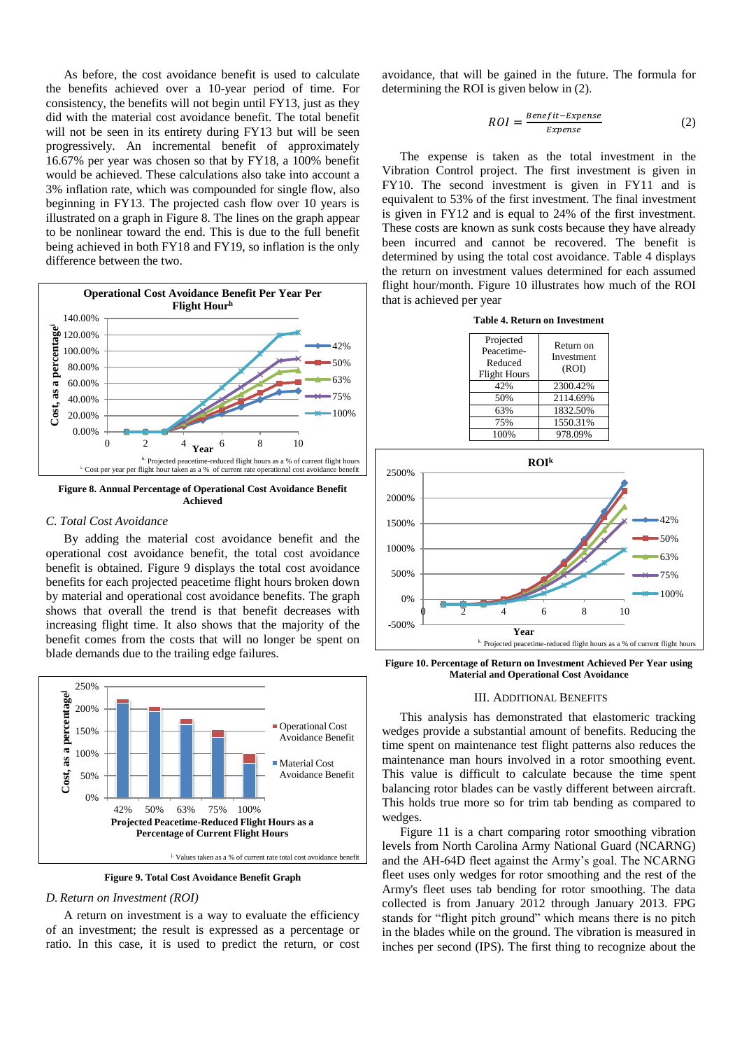As before, the cost avoidance benefit is used to calculate the benefits achieved over a 10-year period of time. For consistency, the benefits will not begin until FY13, just as they did with the material cost avoidance benefit. The total benefit will not be seen in its entirety during FY13 but will be seen progressively. An incremental benefit of approximately 16.67% per year was chosen so that by FY18, a 100% benefit would be achieved. These calculations also take into account a 3% inflation rate, which was compounded for single flow, also beginning in FY13. The projected cash flow over 10 years is illustrated on a graph in Figure 8. The lines on the graph appear to be nonlinear toward the end. This is due to the full benefit being achieved in both FY18 and FY19, so inflation is the only difference between the two.

Figure 8. Annual Percentage of Operational Cost Avoidance Benefit Achieved

### C. Total Cost Avoidance

By adding the material cost avoidance benefit and the operational cost avoidance benefit, the total cost avoidance benefit is obtained. Figure 9 displays the total cost avoidance benefits for each projected peacetime flight hours broken down by material and operational cost avoidance benefits. The graph shows that overall the trend is that benefit decreases with increasing flight time. It also shows that the majority of the benefit comes from the costs that will no longer be spent on blade demands due to the trailing edge failures.

Figure 9. Total Cost Avoidance Benefit Graph

### D. Return on Investment (ROI)

A return on investment is a way to evaluate the efficiency of an investment; the result is expressed as a percentage or ratio. In this case, it is used to predict the return, or cost avoidance, that will be gained in the future. The formula for determining the ROI is given below in (2).

$$ROI = \frac{Benefit - Expense}{Expense} \tag{2}$$

The expense is taken as the total investment in the Vibration Control project. The first investment is given in FY10. The second investment is given in FY11 and is equivalent to 53% of the first investment. The final investment is given in FY12 and is equal to 24% of the first investment. These costs are known as sunk costs because they have already been incurred and cannot be recovered. The benefit is determined by using the total cost avoidance. Table 4 displays the return on investment values determined for each assumed flight hour/month. Figure 10 illustrates how much of the ROI that is achieved per year

**Table 4. Return on Investment**

| Projected Peacetime-Reduced Flight Hours | Return on Investment (ROI) |
|---|---|
| 42% | 2300.42% |
| 50% | 2114.69% |
| 63% | 1832.50% |
| 75% | 1550.31% |
| 100% | 978.09% |

Figure 10. Percentage of Return on Investment Achieved Per Year using Material and Operational Cost Avoidance

## III. Additional Benefits

This analysis has demonstrated that elastomeric tracking wedges provide a substantial amount of benefits. Reducing the time spent on maintenance test flight patterns also reduces the maintenance man hours involved in a rotor smoothing event. This value is difficult to calculate because the time spent balancing rotor blades can be vastly different between aircraft. This holds true more so for trim tab bending as compared to wedges.

Figure 11 is a chart comparing rotor smoothing vibration levels from North Carolina Army National Guard (NCARNG) and the AH-64D fleet against the Army's goal. The NCARNG fleet uses only wedges for rotor smoothing and the rest of the Army's fleet uses tab bending for rotor smoothing. The data collected is from January 2012 through January 2013. FPG stands for "flight pitch ground" which means there is no pitch in the blades while on the ground. The vibration is measured in inches per second (IPS). The first thing to recognize about the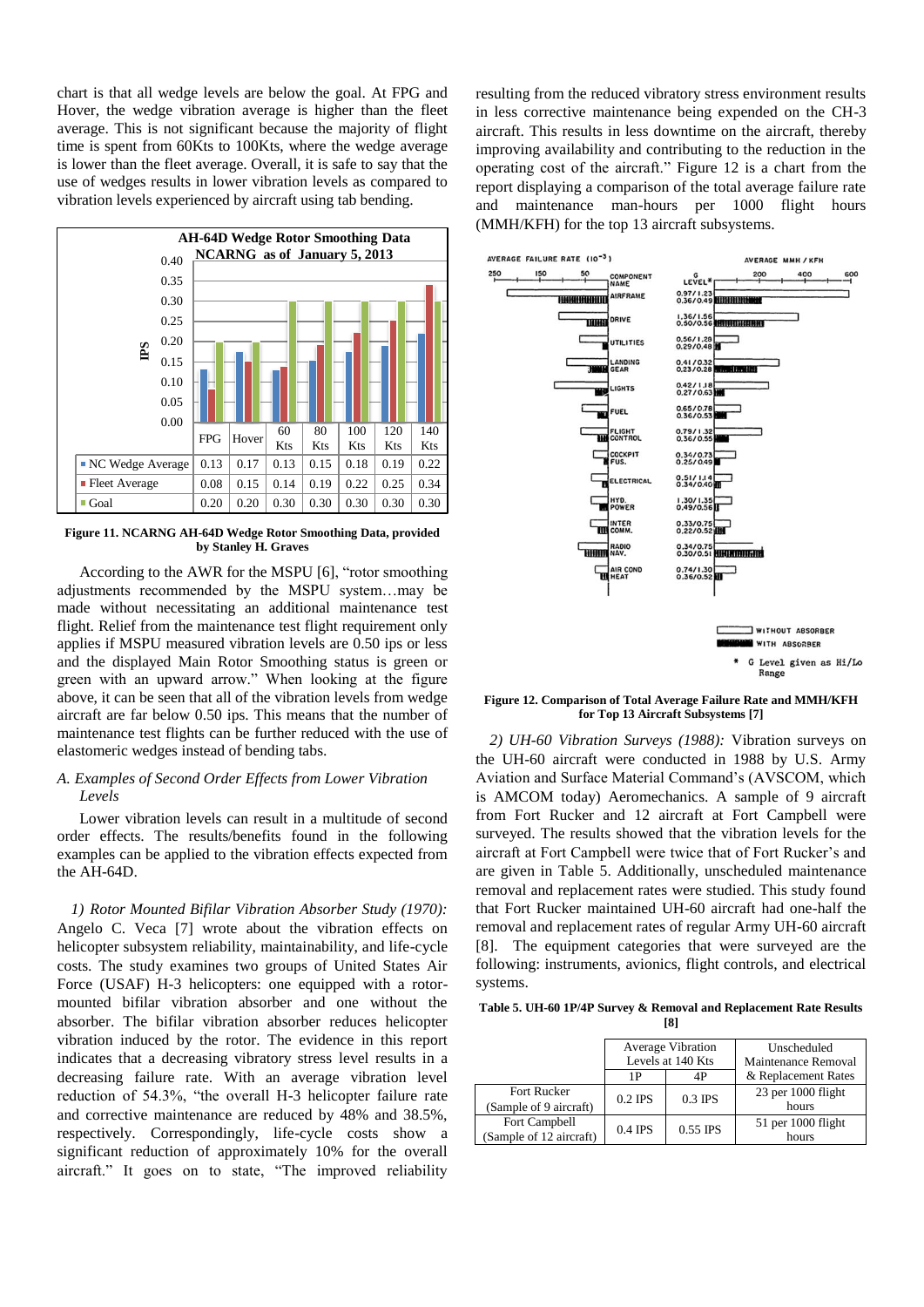chart is that all wedge levels are below the goal. At FPG and Hover, the wedge vibration average is higher than the fleet average. This is not significant because the majority of flight time is spent from 60Kts to 100Kts, where the wedge average is lower than the fleet average. Overall, it is safe to say that the use of wedges results in lower vibration levels as compared to vibration levels experienced by aircraft using tab bending.

**AH-64D Wedge Rotor Smoothing Data NCARNG as of January 5, 2013**

| | FPG | Hover | 60 Kts | 80 Kts | 100 Kts | 120 Kts | 140 Kts |
|---|---|---|---|---|---|---|---|
| NC Wedge Average | 0.13 | 0.17 | 0.13 | 0.15 | 0.18 | 0.19 | 0.22 |
| Fleet Average | 0.08 | 0.15 | 0.14 | 0.19 | 0.22 | 0.25 | 0.34 |
| Goal | 0.20 | 0.20 | 0.30 | 0.30 | 0.30 | 0.30 | 0.30 |

**Figure 11. NCARNG AH-64D Wedge Rotor Smoothing Data, provided by Stanley H. Graves**

According to the AWR for the MSPU [6], "rotor smoothing adjustments recommended by the MSPU system…may be made without necessitating an additional maintenance test flight. Relief from the maintenance test flight requirement only applies if MSPU measured vibration levels are 0.50 ips or less and the displayed Main Rotor Smoothing status is green or green with an upward arrow." When looking at the figure above, it can be seen that all of the vibration levels from wedge aircraft are far below 0.50 ips. This means that the number of maintenance test flights can be further reduced with the use of elastomeric wedges instead of bending tabs.

### *A. Examples of Second Order Effects from Lower Vibration Levels*

Lower vibration levels can result in a multitude of second order effects. The results/benefits found in the following examples can be applied to the vibration effects expected from the AH-64D.

*1) Rotor Mounted Bifilar Vibration Absorber Study (1970):* Angelo C. Veca [7] wrote about the vibration effects on helicopter subsystem reliability, maintainability, and life-cycle costs. The study examines two groups of United States Air Force (USAF) H-3 helicopters: one equipped with a rotor-mounted bifilar vibration absorber and one without the absorber. The bifilar vibration absorber reduces helicopter vibration induced by the rotor. The evidence in this report indicates that a decreasing vibratory stress level results in a decreasing failure rate. With an average vibration level reduction of 54.3%, "the overall H-3 helicopter failure rate and corrective maintenance are reduced by 48% and 38.5%, respectively. Correspondingly, life-cycle costs show a significant reduction of approximately 10% for the overall aircraft." It goes on to state, "The improved reliability resulting from the reduced vibratory stress environment results in less corrective maintenance being expended on the CH-3 aircraft. This results in less downtime on the aircraft, thereby improving availability and contributing to the reduction in the operating cost of the aircraft." Figure 12 is a chart from the report displaying a comparison of the total average failure rate and maintenance man-hours per 1000 flight hours (MMH/KFH) for the top 13 aircraft subsystems.

| Component Name | G Level* (without / with absorber) |
|---|---|
| Airframe | 0.97/1.23 / 0.36/0.49 |
| Drive | 1.36/1.56 / 0.50/0.56 |
| Utilities | 0.56/1.28 / 0.29/0.48 |
| Landing Gear | 0.41/0.32 / 0.23/0.28 |
| Lights | 0.42/1.18 / 0.27/0.63 |
| Fuel | 0.65/0.78 / 0.36/0.53 |
| Flight Control | 0.79/1.32 / 0.36/0.55 |
| Cockpit Fus. | 0.34/0.73 / 0.25/0.49 |
| Electrical | 0.51/1.14 / 0.34/0.40 |
| Hyd. Power | 1.30/1.35 / 0.49/0.56 |
| Inter Comm. | 0.33/0.75 / 0.22/0.52 |
| Radio Nav. | 0.34/0.75 / 0.30/0.51 |
| Air Cond Heat | 0.74/1.30 / 0.36/0.52 |

\* G Level given as Hi/Lo Range

**Figure 12. Comparison of Total Average Failure Rate and MMH/KFH for Top 13 Aircraft Subsystems [7]**

*2) UH-60 Vibration Surveys (1988):* Vibration surveys on the UH-60 aircraft were conducted in 1988 by U.S. Army Aviation and Surface Material Command's (AVSCOM, which is AMCOM today) Aeromechanics. A sample of 9 aircraft from Fort Rucker and 12 aircraft at Fort Campbell were surveyed. The results showed that the vibration levels for the aircraft at Fort Campbell were twice that of Fort Rucker's and are given in Table 5. Additionally, unscheduled maintenance removal and replacement rates were studied. This study found that Fort Rucker maintained UH-60 aircraft had one-half the removal and replacement rates of regular Army UH-60 aircraft [8]. The equipment categories that were surveyed are the following: instruments, avionics, flight controls, and electrical systems.

**Table 5. UH-60 1P/4P Survey & Removal and Replacement Rate Results [8]**

| | Average Vibration Levels at 140 Kts | | Unscheduled Maintenance Removal & Replacement Rates |
|---|---|---|---|
| | 1P | 4P | |
| Fort Rucker (Sample of 9 aircraft) | 0.2 IPS | 0.3 IPS | 23 per 1000 flight hours |
| Fort Campbell (Sample of 12 aircraft) | 0.4 IPS | 0.55 IPS | 51 per 1000 flight hours |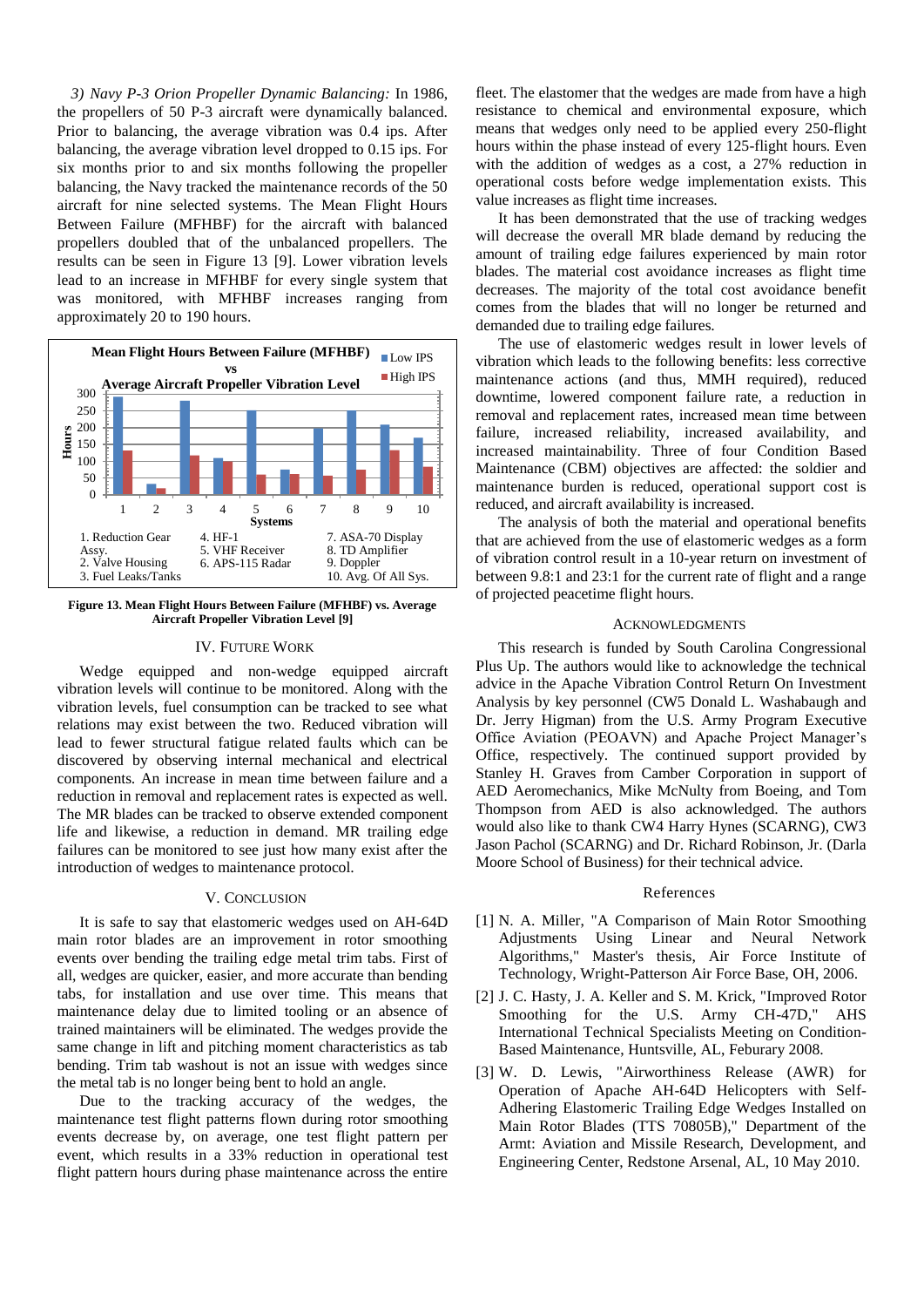*3) Navy P-3 Orion Propeller Dynamic Balancing:* In 1986, the propellers of 50 P-3 aircraft were dynamically balanced. Prior to balancing, the average vibration was 0.4 ips. After balancing, the average vibration level dropped to 0.15 ips. For six months prior to and six months following the propeller balancing, the Navy tracked the maintenance records of the 50 aircraft for nine selected systems. The Mean Flight Hours Between Failure (MFHBF) for the aircraft with balanced propellers doubled that of the unbalanced propellers. The results can be seen in Figure 13 [9]. Lower vibration levels lead to an increase in MFHBF for every single system that was monitored, with MFHBF increases ranging from approximately 20 to 190 hours.

**Figure 13. Mean Flight Hours Between Failure (MFHBF) vs. Average Aircraft Propeller Vibration Level [9]**

## IV. Future Work

Wedge equipped and non-wedge equipped aircraft vibration levels will continue to be monitored. Along with the vibration levels, fuel consumption can be tracked to see what relations may exist between the two. Reduced vibration will lead to fewer structural fatigue related faults which can be discovered by observing internal mechanical and electrical components. An increase in mean time between failure and a reduction in removal and replacement rates is expected as well. The MR blades can be tracked to observe extended component life and likewise, a reduction in demand. MR trailing edge failures can be monitored to see just how many exist after the introduction of wedges to maintenance protocol.

## V. Conclusion

It is safe to say that elastomeric wedges used on AH-64D main rotor blades are an improvement in rotor smoothing events over bending the trailing edge metal trim tabs. First of all, wedges are quicker, easier, and more accurate than bending tabs, for installation and use over time. This means that maintenance delay due to limited tooling or an absence of trained maintainers will be eliminated. The wedges provide the same change in lift and pitching moment characteristics as tab bending. Trim tab washout is not an issue with wedges since the metal tab is no longer being bent to hold an angle.

Due to the tracking accuracy of the wedges, the maintenance test flight patterns flown during rotor smoothing events decrease by, on average, one test flight pattern per event, which results in a 33% reduction in operational test flight pattern hours during phase maintenance across the entire fleet. The elastomer that the wedges are made from have a high resistance to chemical and environmental exposure, which means that wedges only need to be applied every 250-flight hours within the phase instead of every 125-flight hours. Even with the addition of wedges as a cost, a 27% reduction in operational costs before wedge implementation exists. This value increases as flight time increases.

It has been demonstrated that the use of tracking wedges will decrease the overall MR blade demand by reducing the amount of trailing edge failures experienced by main rotor blades. The material cost avoidance increases as flight time decreases. The majority of the total cost avoidance benefit comes from the blades that will no longer be returned and demanded due to trailing edge failures.

The use of elastomeric wedges result in lower levels of vibration which leads to the following benefits: less corrective maintenance actions (and thus, MMH required), reduced downtime, lowered component failure rate, a reduction in removal and replacement rates, increased mean time between failure, increased reliability, increased availability, and increased maintainability. Three of four Condition Based Maintenance (CBM) objectives are affected: the soldier and maintenance burden is reduced, operational support cost is reduced, and aircraft availability is increased.

The analysis of both the material and operational benefits that are achieved from the use of elastomeric wedges as a form of vibration control result in a 10-year return on investment of between 9.8:1 and 23:1 for the current rate of flight and a range of projected peacetime flight hours.

## Acknowledgments

This research is funded by South Carolina Congressional Plus Up. The authors would like to acknowledge the technical advice in the Apache Vibration Control Return On Investment Analysis by key personnel (CW5 Donald L. Washabaugh and Dr. Jerry Higman) from the U.S. Army Program Executive Office Aviation (PEOAVN) and Apache Project Manager's Office, respectively. The continued support provided by Stanley H. Graves from Camber Corporation in support of AED Aeromechanics, Mike McNulty from Boeing, and Tom Thompson from AED is also acknowledged. The authors would also like to thank CW4 Harry Hynes (SCARNG), CW3 Jason Pachol (SCARNG) and Dr. Richard Robinson, Jr. (Darla Moore School of Business) for their technical advice.

## References

[1] N. A. Miller, "A Comparison of Main Rotor Smoothing Adjustments Using Linear and Neural Network Algorithms," Master's thesis, Air Force Institute of Technology, Wright-Patterson Air Force Base, OH, 2006.

[2] J. C. Hasty, J. A. Keller and S. M. Krick, "Improved Rotor Smoothing for the U.S. Army CH-47D," AHS International Technical Specialists Meeting on Condition-Based Maintenance, Huntsville, AL, Feburary 2008.

[3] W. D. Lewis, "Airworthiness Release (AWR) for Operation of Apache AH-64D Helicopters with Self-Adhering Elastomeric Trailing Edge Wedges Installed on Main Rotor Blades (TTS 70805B)," Department of the Armt: Aviation and Missile Research, Development, and Engineering Center, Redstone Arsenal, AL, 10 May 2010.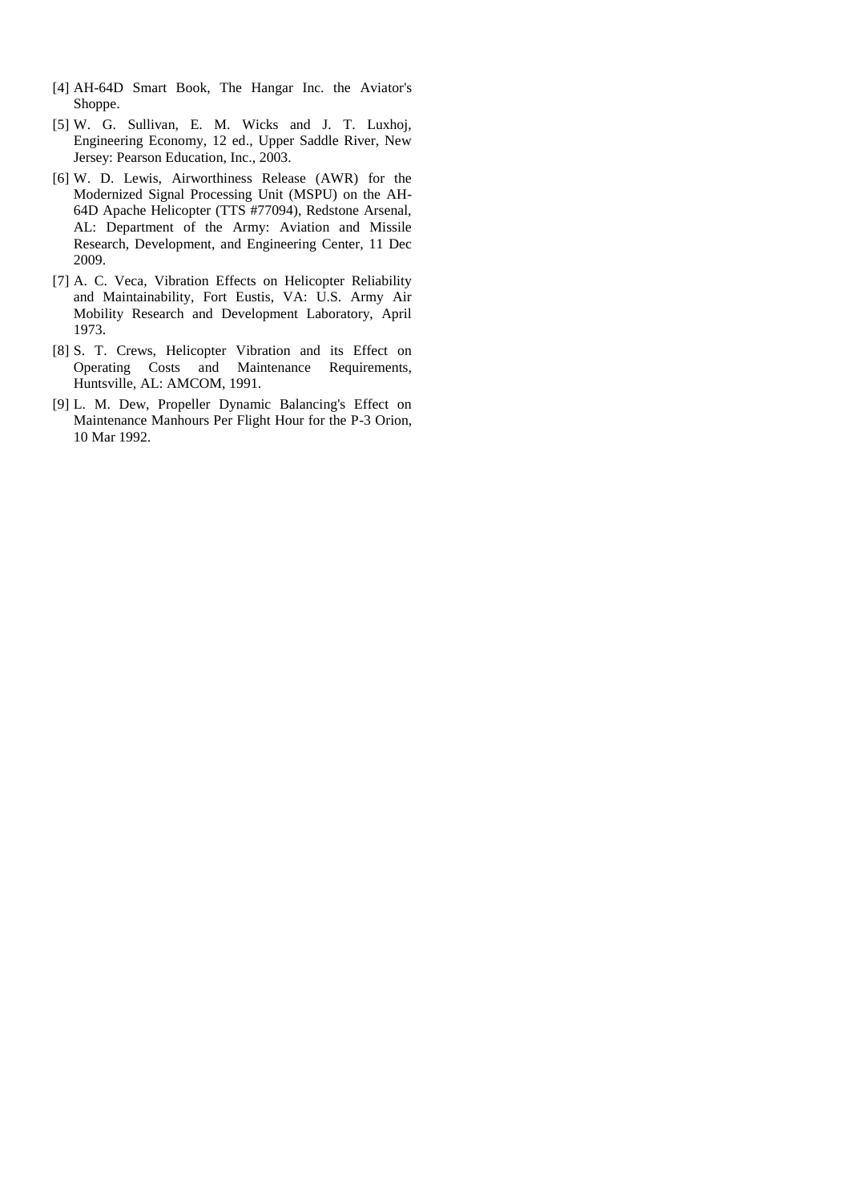[4] AH-64D Smart Book, The Hangar Inc. the Aviator's Shoppe.

[5] W. G. Sullivan, E. M. Wicks and J. T. Luxhoj, Engineering Economy, 12 ed., Upper Saddle River, New Jersey: Pearson Education, Inc., 2003.

[6] W. D. Lewis, Airworthiness Release (AWR) for the Modernized Signal Processing Unit (MSPU) on the AH-64D Apache Helicopter (TTS #77094), Redstone Arsenal, AL: Department of the Army: Aviation and Missile Research, Development, and Engineering Center, 11 Dec 2009.

[7] A. C. Veca, Vibration Effects on Helicopter Reliability and Maintainability, Fort Eustis, VA: U.S. Army Air Mobility Research and Development Laboratory, April 1973.

[8] S. T. Crews, Helicopter Vibration and its Effect on Operating Costs and Maintenance Requirements, Huntsville, AL: AMCOM, 1991.

[9] L. M. Dew, Propeller Dynamic Balancing's Effect on Maintenance Manhours Per Flight Hour for the P-3 Orion, 10 Mar 1992.